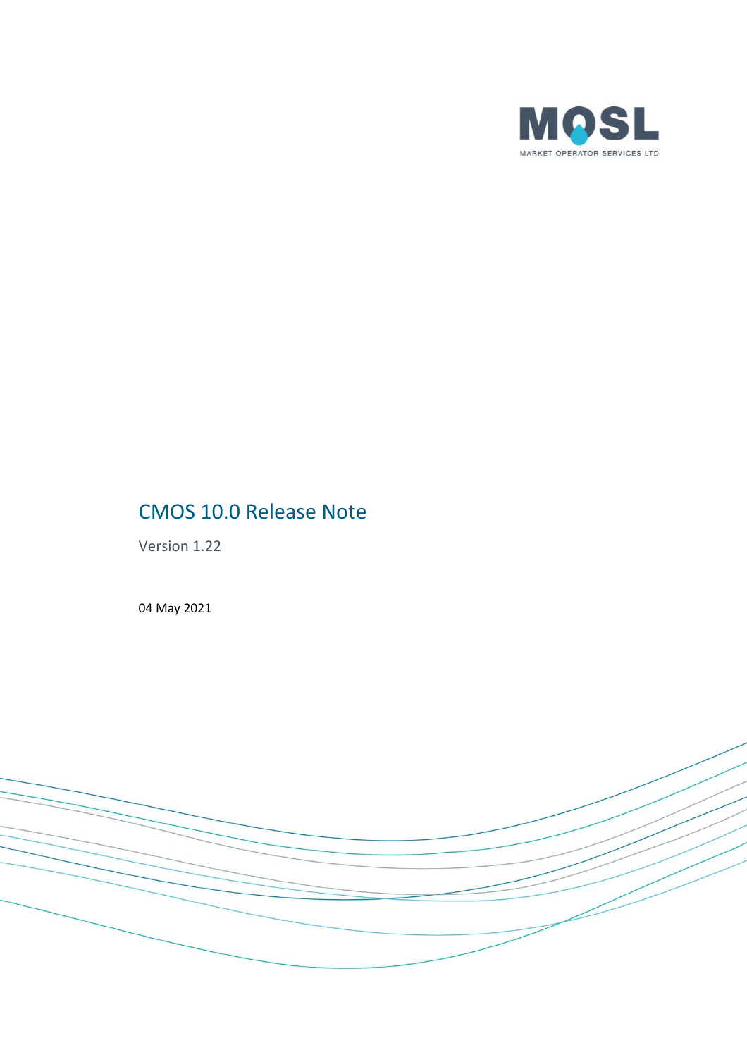# CMOS 10.0 Release Note

Version 1.22

04 May 2021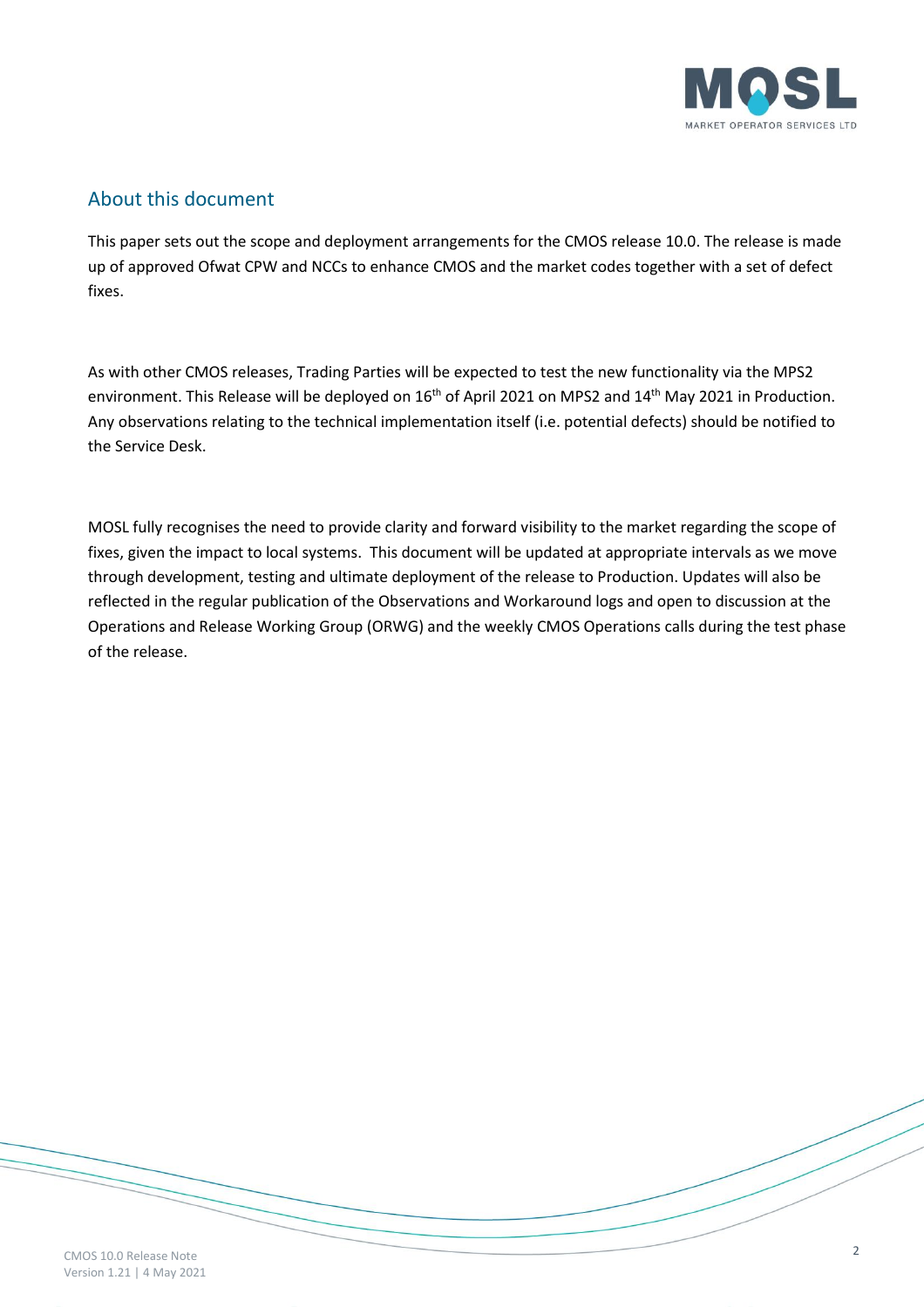## About this document

This paper sets out the scope and deployment arrangements for the CMOS release 10.0. The release is made up of approved Ofwat CPW and NCCs to enhance CMOS and the market codes together with a set of defect fixes.

As with other CMOS releases, Trading Parties will be expected to test the new functionality via the MPS2 environment. This Release will be deployed on 16th of April 2021 on MPS2 and 14th May 2021 in Production. Any observations relating to the technical implementation itself (i.e. potential defects) should be notified to the Service Desk.

MOSL fully recognises the need to provide clarity and forward visibility to the market regarding the scope of fixes, given the impact to local systems. This document will be updated at appropriate intervals as we move through development, testing and ultimate deployment of the release to Production. Updates will also be reflected in the regular publication of the Observations and Workaround logs and open to discussion at the Operations and Release Working Group (ORWG) and the weekly CMOS Operations calls during the test phase of the release.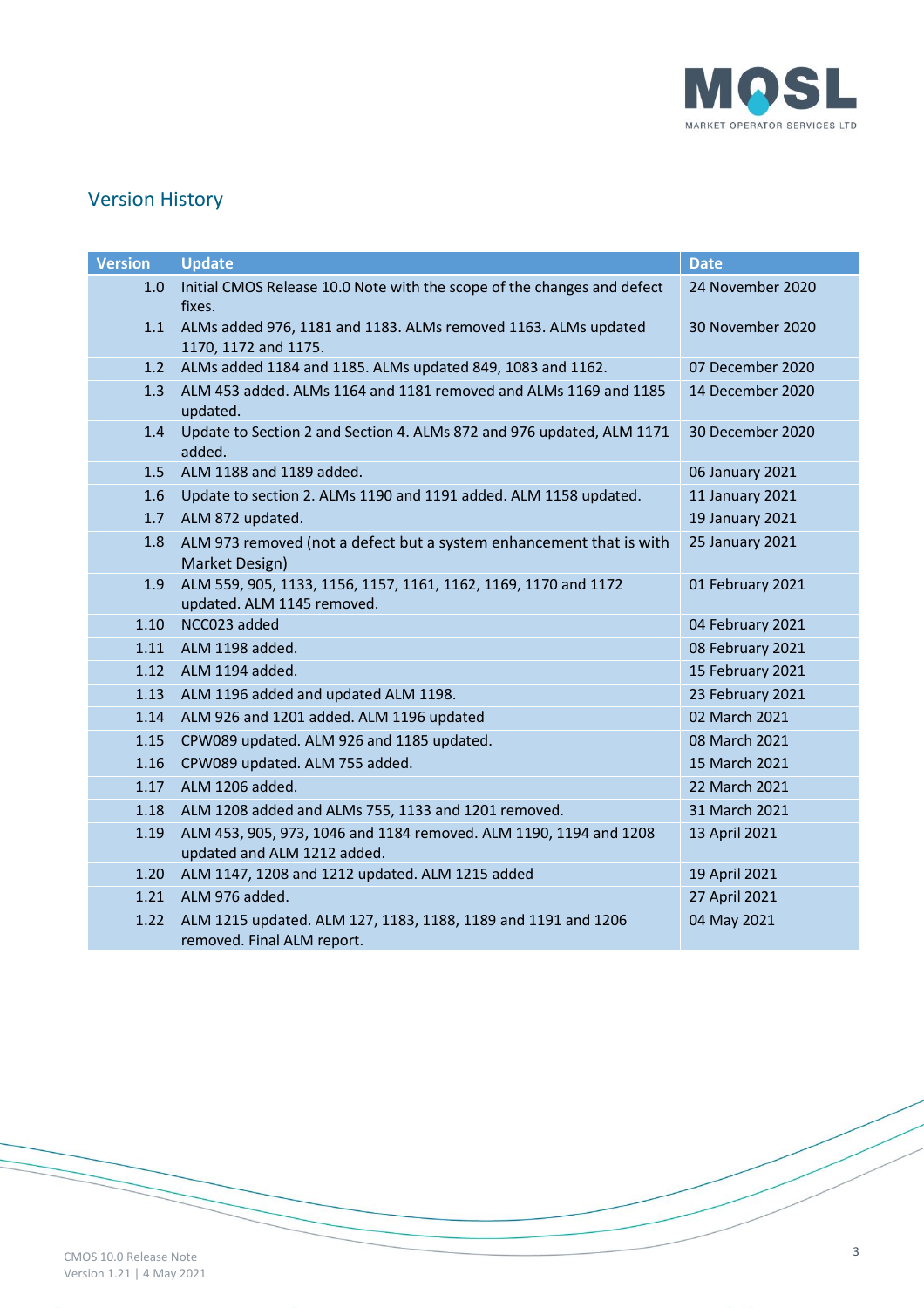## Version History

| Version | Update | Date |
|---|---|---|
| 1.0 | Initial CMOS Release 10.0 Note with the scope of the changes and defect fixes. | 24 November 2020 |
| 1.1 | ALMs added 976, 1181 and 1183. ALMs removed 1163. ALMs updated 1170, 1172 and 1175. | 30 November 2020 |
| 1.2 | ALMs added 1184 and 1185. ALMs updated 849, 1083 and 1162. | 07 December 2020 |
| 1.3 | ALM 453 added. ALMs 1164 and 1181 removed and ALMs 1169 and 1185 updated. | 14 December 2020 |
| 1.4 | Update to Section 2 and Section 4. ALMs 872 and 976 updated, ALM 1171 added. | 30 December 2020 |
| 1.5 | ALM 1188 and 1189 added. | 06 January 2021 |
| 1.6 | Update to section 2. ALMs 1190 and 1191 added. ALM 1158 updated. | 11 January 2021 |
| 1.7 | ALM 872 updated. | 19 January 2021 |
| 1.8 | ALM 973 removed (not a defect but a system enhancement that is with Market Design) | 25 January 2021 |
| 1.9 | ALM 559, 905, 1133, 1156, 1157, 1161, 1162, 1169, 1170 and 1172 updated. ALM 1145 removed. | 01 February 2021 |
| 1.10 | NCC023 added | 04 February 2021 |
| 1.11 | ALM 1198 added. | 08 February 2021 |
| 1.12 | ALM 1194 added. | 15 February 2021 |
| 1.13 | ALM 1196 added and updated ALM 1198. | 23 February 2021 |
| 1.14 | ALM 926 and 1201 added. ALM 1196 updated | 02 March 2021 |
| 1.15 | CPW089 updated. ALM 926 and 1185 updated. | 08 March 2021 |
| 1.16 | CPW089 updated. ALM 755 added. | 15 March 2021 |
| 1.17 | ALM 1206 added. | 22 March 2021 |
| 1.18 | ALM 1208 added and ALMs 755, 1133 and 1201 removed. | 31 March 2021 |
| 1.19 | ALM 453, 905, 973, 1046 and 1184 removed. ALM 1190, 1194 and 1208 updated and ALM 1212 added. | 13 April 2021 |
| 1.20 | ALM 1147, 1208 and 1212 updated. ALM 1215 added | 19 April 2021 |
| 1.21 | ALM 976 added. | 27 April 2021 |
| 1.22 | ALM 1215 updated. ALM 127, 1183, 1188, 1189 and 1191 and 1206 removed. Final ALM report. | 04 May 2021 |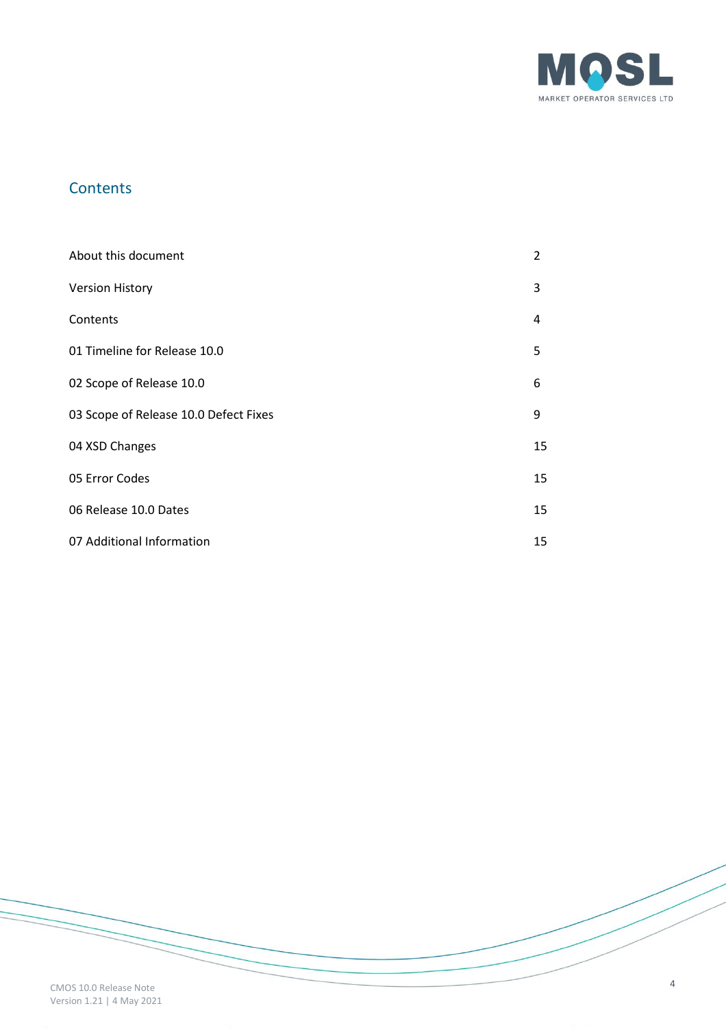## Contents

| | |
|---|---|
| About this document | 2 |
| Version History | 3 |
| Contents | 4 |
| 01 Timeline for Release 10.0 | 5 |
| 02 Scope of Release 10.0 | 6 |
| 03 Scope of Release 10.0 Defect Fixes | 9 |
| 04 XSD Changes | 15 |
| 05 Error Codes | 15 |
| 06 Release 10.0 Dates | 15 |
| 07 Additional Information | 15 |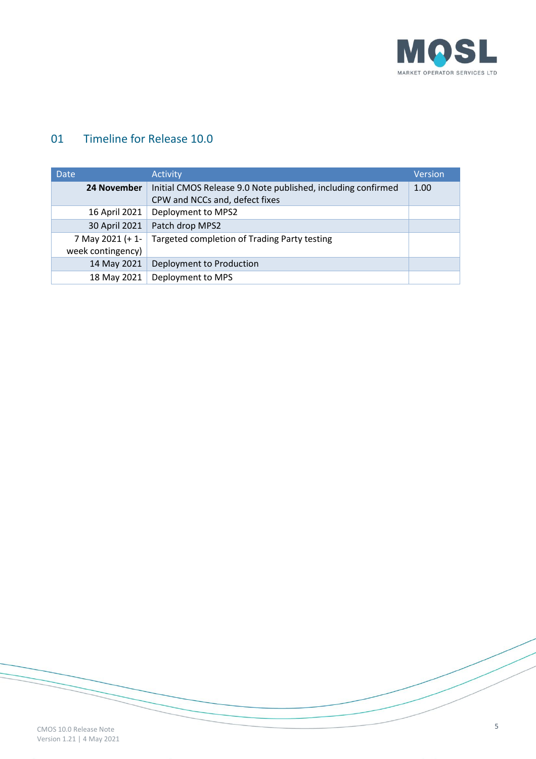## 01 Timeline for Release 10.0

| Date | Activity | Version |
|---|---|---|
| **24 November** | Initial CMOS Release 9.0 Note published, including confirmed CPW and NCCs and, defect fixes | 1.00 |
| 16 April 2021 | Deployment to MPS2 | |
| 30 April 2021 | Patch drop MPS2 | |
| 7 May 2021 (+ 1-week contingency) | Targeted completion of Trading Party testing | |
| 14 May 2021 | Deployment to Production | |
| 18 May 2021 | Deployment to MPS | |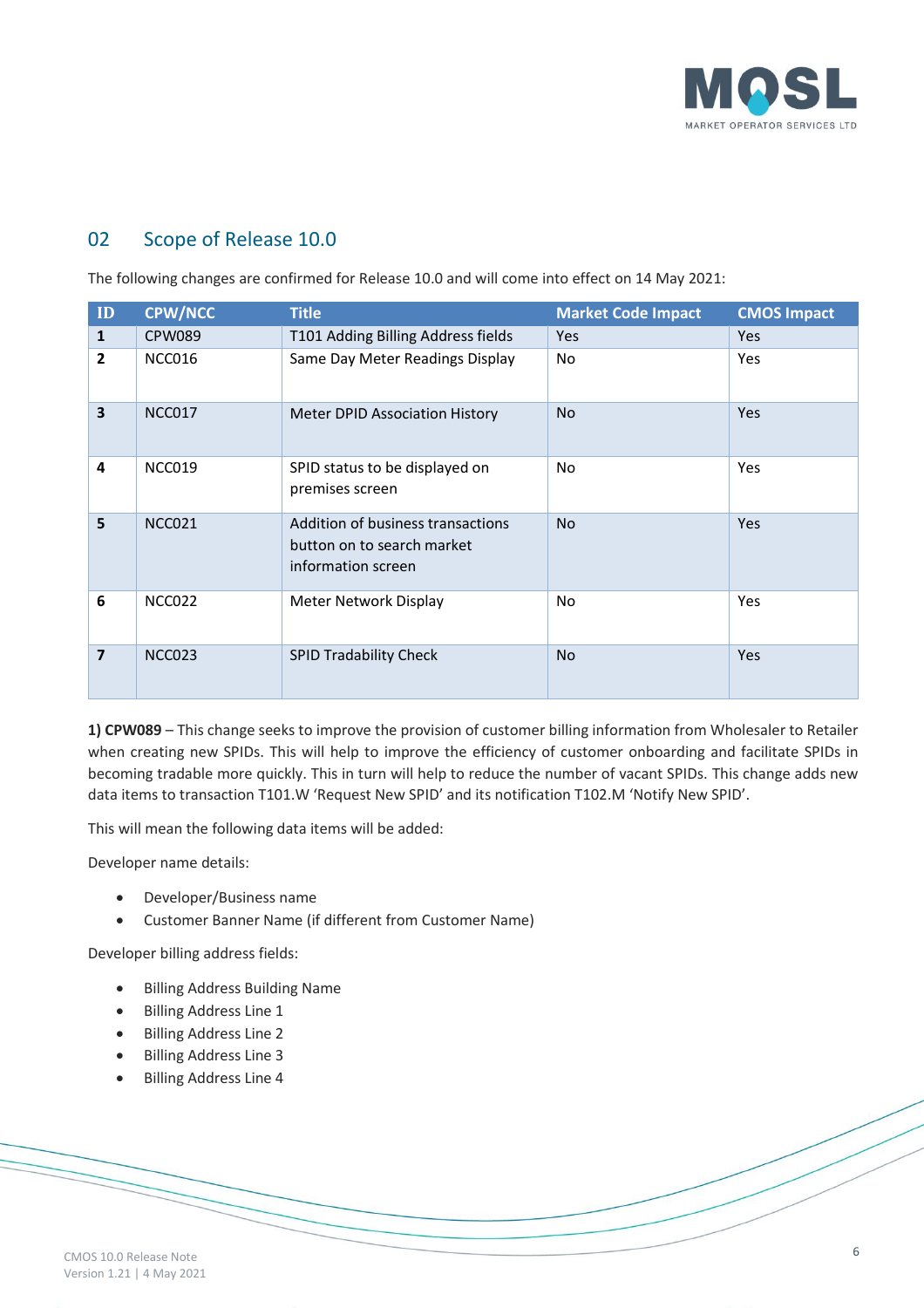## 02 Scope of Release 10.0

The following changes are confirmed for Release 10.0 and will come into effect on 14 May 2021:

| ID | CPW/NCC | Title | Market Code Impact | CMOS Impact |
|---|---|---|---|---|
| **1** | CPW089 | T101 Adding Billing Address fields | Yes | Yes |
| **2** | NCC016 | Same Day Meter Readings Display | No | Yes |
| **3** | NCC017 | Meter DPID Association History | No | Yes |
| **4** | NCC019 | SPID status to be displayed on premises screen | No | Yes |
| **5** | NCC021 | Addition of business transactions button on to search market information screen | No | Yes |
| **6** | NCC022 | Meter Network Display | No | Yes |
| **7** | NCC023 | SPID Tradability Check | No | Yes |

**1) CPW089** – This change seeks to improve the provision of customer billing information from Wholesaler to Retailer when creating new SPIDs. This will help to improve the efficiency of customer onboarding and facilitate SPIDs in becoming tradable more quickly. This in turn will help to reduce the number of vacant SPIDs. This change adds new data items to transaction T101.W 'Request New SPID' and its notification T102.M 'Notify New SPID'.

This will mean the following data items will be added:

Developer name details:

- Developer/Business name
- Customer Banner Name (if different from Customer Name)

Developer billing address fields:

- Billing Address Building Name
- Billing Address Line 1
- Billing Address Line 2
- Billing Address Line 3
- Billing Address Line 4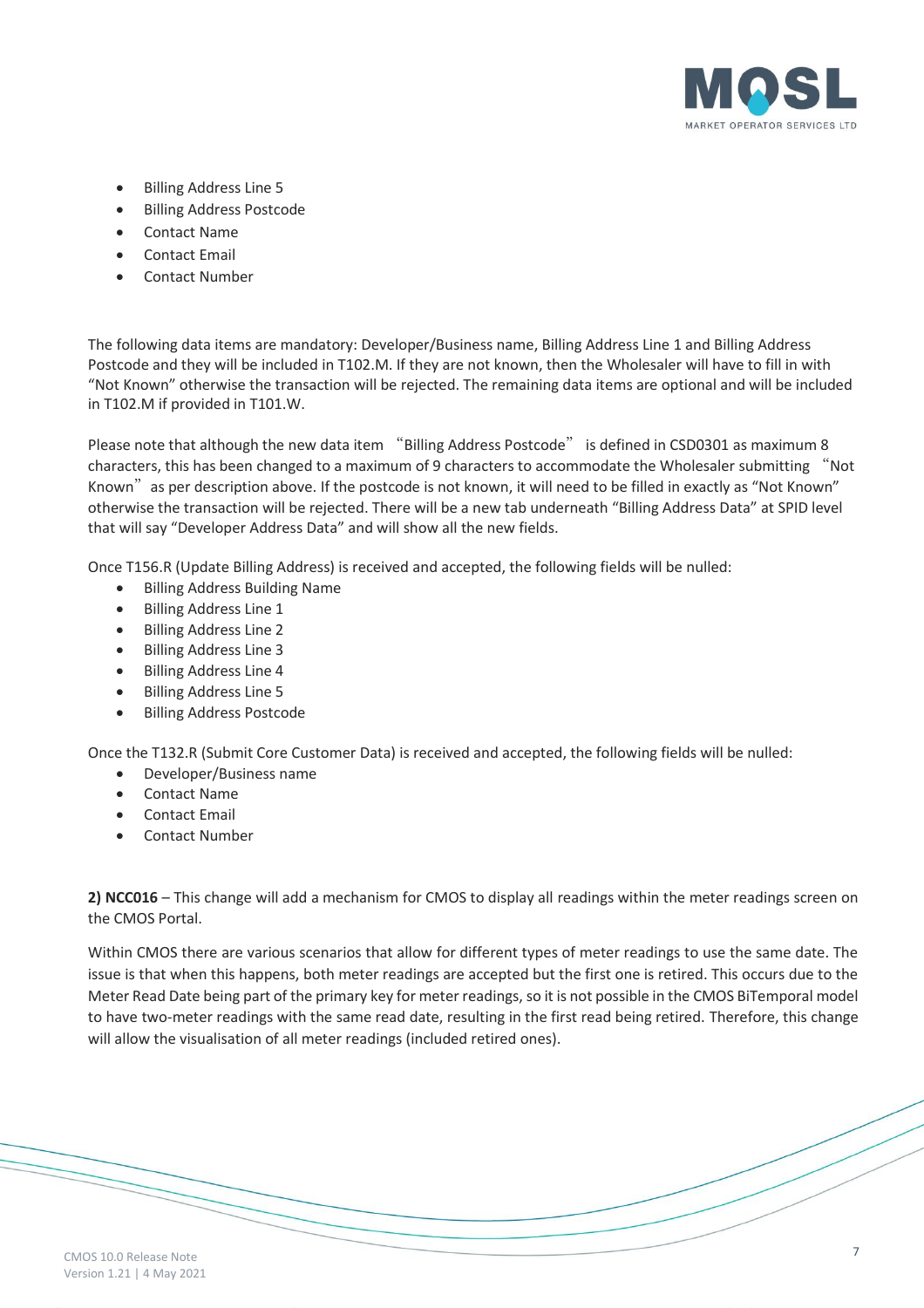- Billing Address Line 5
- Billing Address Postcode
- Contact Name
- Contact Email
- Contact Number

The following data items are mandatory: Developer/Business name, Billing Address Line 1 and Billing Address Postcode and they will be included in T102.M. If they are not known, then the Wholesaler will have to fill in with "Not Known" otherwise the transaction will be rejected. The remaining data items are optional and will be included in T102.M if provided in T101.W.

Please note that although the new data item "Billing Address Postcode" is defined in CSD0301 as maximum 8 characters, this has been changed to a maximum of 9 characters to accommodate the Wholesaler submitting "Not Known" as per description above. If the postcode is not known, it will need to be filled in exactly as "Not Known" otherwise the transaction will be rejected. There will be a new tab underneath "Billing Address Data" at SPID level that will say "Developer Address Data" and will show all the new fields.

Once T156.R (Update Billing Address) is received and accepted, the following fields will be nulled:

- Billing Address Building Name
- Billing Address Line 1
- Billing Address Line 2
- Billing Address Line 3
- Billing Address Line 4
- Billing Address Line 5
- Billing Address Postcode

Once the T132.R (Submit Core Customer Data) is received and accepted, the following fields will be nulled:

- Developer/Business name
- Contact Name
- Contact Email
- Contact Number

**2) NCC016** – This change will add a mechanism for CMOS to display all readings within the meter readings screen on the CMOS Portal.

Within CMOS there are various scenarios that allow for different types of meter readings to use the same date. The issue is that when this happens, both meter readings are accepted but the first one is retired. This occurs due to the Meter Read Date being part of the primary key for meter readings, so it is not possible in the CMOS BiTemporal model to have two-meter readings with the same read date, resulting in the first read being retired. Therefore, this change will allow the visualisation of all meter readings (included retired ones).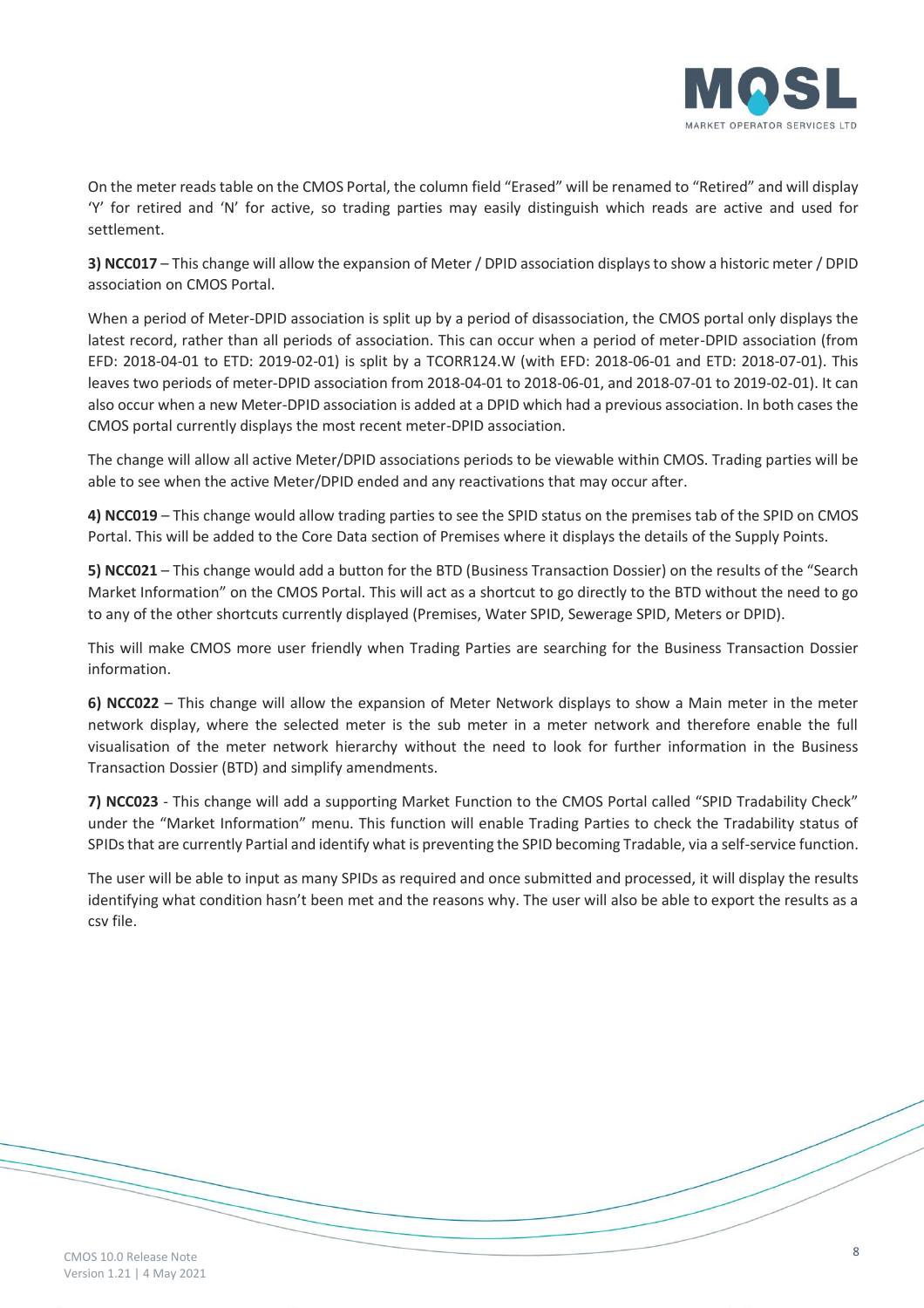On the meter reads table on the CMOS Portal, the column field "Erased" will be renamed to "Retired" and will display 'Y' for retired and 'N' for active, so trading parties may easily distinguish which reads are active and used for settlement.

**3) NCC017** – This change will allow the expansion of Meter / DPID association displays to show a historic meter / DPID association on CMOS Portal.

When a period of Meter-DPID association is split up by a period of disassociation, the CMOS portal only displays the latest record, rather than all periods of association. This can occur when a period of meter-DPID association (from EFD: 2018-04-01 to ETD: 2019-02-01) is split by a TCORR124.W (with EFD: 2018-06-01 and ETD: 2018-07-01). This leaves two periods of meter-DPID association from 2018-04-01 to 2018-06-01, and 2018-07-01 to 2019-02-01). It can also occur when a new Meter-DPID association is added at a DPID which had a previous association. In both cases the CMOS portal currently displays the most recent meter-DPID association.

The change will allow all active Meter/DPID associations periods to be viewable within CMOS. Trading parties will be able to see when the active Meter/DPID ended and any reactivations that may occur after.

**4) NCC019** – This change would allow trading parties to see the SPID status on the premises tab of the SPID on CMOS Portal. This will be added to the Core Data section of Premises where it displays the details of the Supply Points.

**5) NCC021** – This change would add a button for the BTD (Business Transaction Dossier) on the results of the "Search Market Information" on the CMOS Portal. This will act as a shortcut to go directly to the BTD without the need to go to any of the other shortcuts currently displayed (Premises, Water SPID, Sewerage SPID, Meters or DPID).

This will make CMOS more user friendly when Trading Parties are searching for the Business Transaction Dossier information.

**6) NCC022** – This change will allow the expansion of Meter Network displays to show a Main meter in the meter network display, where the selected meter is the sub meter in a meter network and therefore enable the full visualisation of the meter network hierarchy without the need to look for further information in the Business Transaction Dossier (BTD) and simplify amendments.

**7) NCC023** - This change will add a supporting Market Function to the CMOS Portal called "SPID Tradability Check" under the "Market Information" menu. This function will enable Trading Parties to check the Tradability status of SPIDs that are currently Partial and identify what is preventing the SPID becoming Tradable, via a self-service function.

The user will be able to input as many SPIDs as required and once submitted and processed, it will display the results identifying what condition hasn't been met and the reasons why. The user will also be able to export the results as a csv file.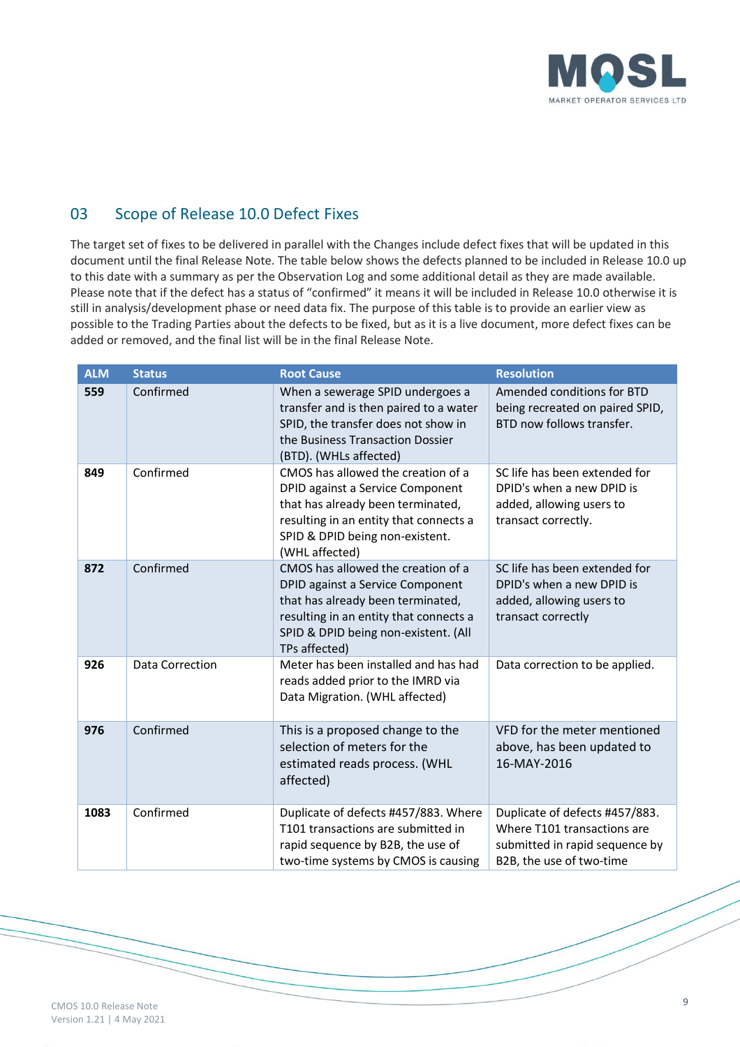## 03 Scope of Release 10.0 Defect Fixes

The target set of fixes to be delivered in parallel with the Changes include defect fixes that will be updated in this document until the final Release Note. The table below shows the defects planned to be included in Release 10.0 up to this date with a summary as per the Observation Log and some additional detail as they are made available. Please note that if the defect has a status of "confirmed" it means it will be included in Release 10.0 otherwise it is still in analysis/development phase or need data fix. The purpose of this table is to provide an earlier view as possible to the Trading Parties about the defects to be fixed, but as it is a live document, more defect fixes can be added or removed, and the final list will be in the final Release Note.

| ALM | Status | Root Cause | Resolution |
|---|---|---|---|
| **559** | Confirmed | When a sewerage SPID undergoes a transfer and is then paired to a water SPID, the transfer does not show in the Business Transaction Dossier (BTD). (WHLs affected) | Amended conditions for BTD being recreated on paired SPID, BTD now follows transfer. |
| **849** | Confirmed | CMOS has allowed the creation of a DPID against a Service Component that has already been terminated, resulting in an entity that connects a SPID & DPID being non-existent. (WHL affected) | SC life has been extended for DPID's when a new DPID is added, allowing users to transact correctly. |
| **872** | Confirmed | CMOS has allowed the creation of a DPID against a Service Component that has already been terminated, resulting in an entity that connects a SPID & DPID being non-existent. (All TPs affected) | SC life has been extended for DPID's when a new DPID is added, allowing users to transact correctly |
| **926** | Data Correction | Meter has been installed and has had reads added prior to the IMRD via Data Migration. (WHL affected) | Data correction to be applied. |
| **976** | Confirmed | This is a proposed change to the selection of meters for the estimated reads process. (WHL affected) | VFD for the meter mentioned above, has been updated to 16-MAY-2016 |
| **1083** | Confirmed | Duplicate of defects #457/883. Where T101 transactions are submitted in rapid sequence by B2B, the use of two-time systems by CMOS is causing | Duplicate of defects #457/883. Where T101 transactions are submitted in rapid sequence by B2B, the use of two-time |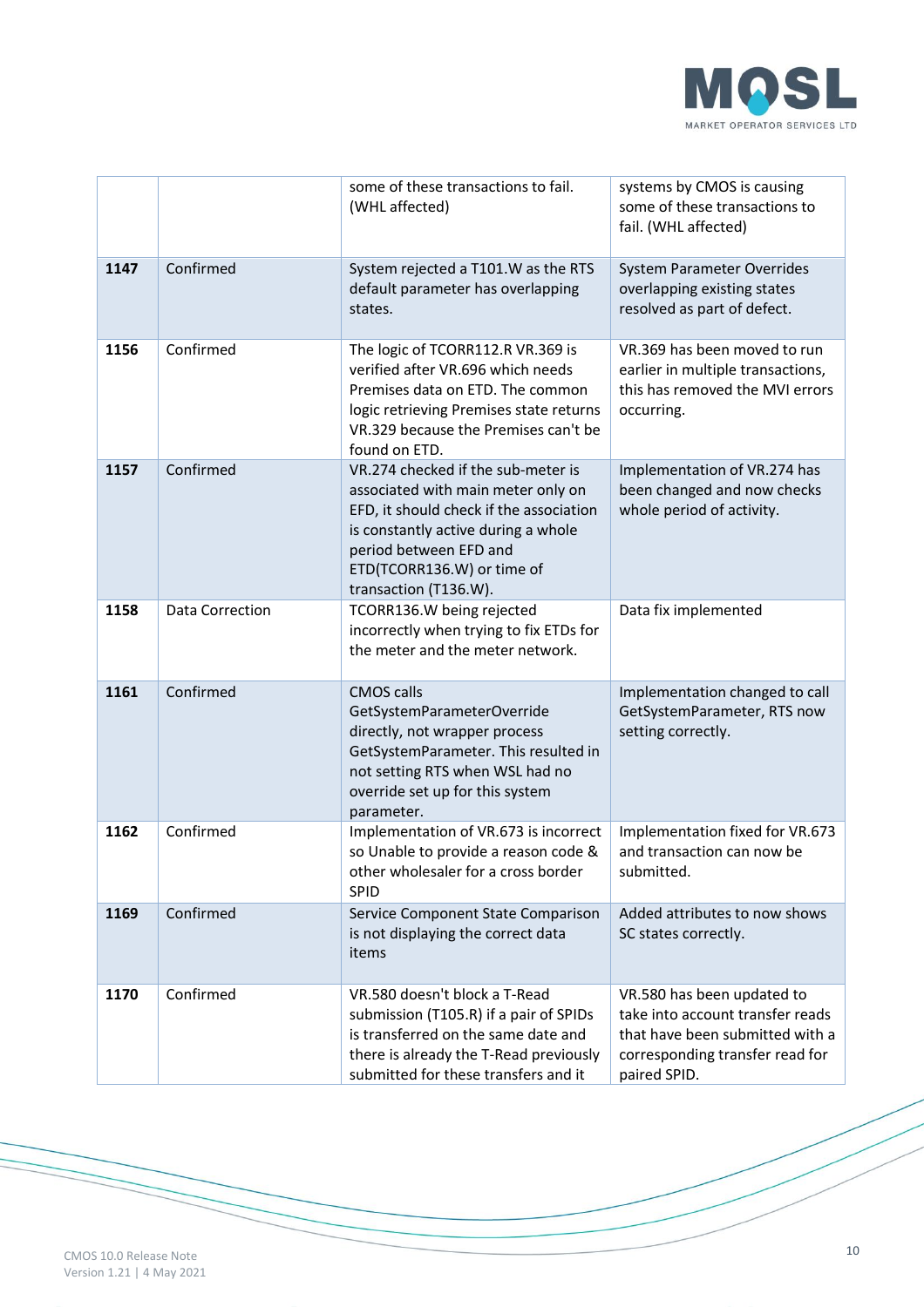|  |  |  |  |
|---|---|---|---|
|  |  | some of these transactions to fail. (WHL affected) | systems by CMOS is causing some of these transactions to fail. (WHL affected) |
| **1147** | Confirmed | System rejected a T101.W as the RTS default parameter has overlapping states. | System Parameter Overrides overlapping existing states resolved as part of defect. |
| **1156** | Confirmed | The logic of TCORR112.R VR.369 is verified after VR.696 which needs Premises data on ETD. The common logic retrieving Premises state returns VR.329 because the Premises can't be found on ETD. | VR.369 has been moved to run earlier in multiple transactions, this has removed the MVI errors occurring. |
| **1157** | Confirmed | VR.274 checked if the sub-meter is associated with main meter only on EFD, it should check if the association is constantly active during a whole period between EFD and ETD(TCORR136.W) or time of transaction (T136.W). | Implementation of VR.274 has been changed and now checks whole period of activity. |
| **1158** | Data Correction | TCORR136.W being rejected incorrectly when trying to fix ETDs for the meter and the meter network. | Data fix implemented |
| **1161** | Confirmed | CMOS calls GetSystemParameterOverride directly, not wrapper process GetSystemParameter. This resulted in not setting RTS when WSL had no override set up for this system parameter. | Implementation changed to call GetSystemParameter, RTS now setting correctly. |
| **1162** | Confirmed | Implementation of VR.673 is incorrect so Unable to provide a reason code & other wholesaler for a cross border SPID | Implementation fixed for VR.673 and transaction can now be submitted. |
| **1169** | Confirmed | Service Component State Comparison is not displaying the correct data items | Added attributes to now shows SC states correctly. |
| **1170** | Confirmed | VR.580 doesn't block a T-Read submission (T105.R) if a pair of SPIDs is transferred on the same date and there is already the T-Read previously submitted for these transfers and it | VR.580 has been updated to take into account transfer reads that have been submitted with a corresponding transfer read for paired SPID. |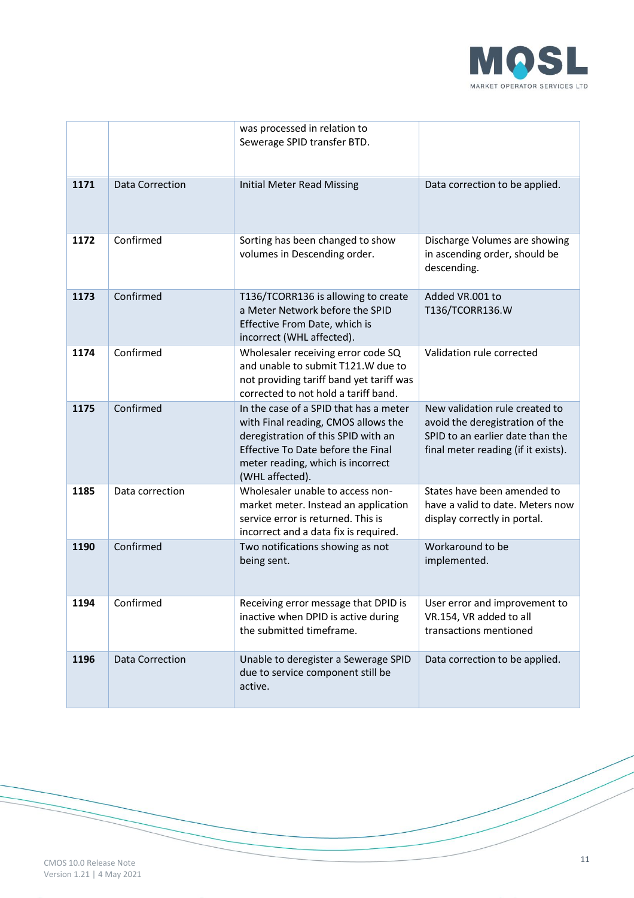| | | was processed in relation to Sewerage SPID transfer BTD. | |
|---|---|---|---|
| **1171** | Data Correction | Initial Meter Read Missing | Data correction to be applied. |
| **1172** | Confirmed | Sorting has been changed to show volumes in Descending order. | Discharge Volumes are showing in ascending order, should be descending. |
| **1173** | Confirmed | T136/TCORR136 is allowing to create a Meter Network before the SPID Effective From Date, which is incorrect (WHL affected). | Added VR.001 to T136/TCORR136.W |
| **1174** | Confirmed | Wholesaler receiving error code SQ and unable to submit T121.W due to not providing tariff band yet tariff was corrected to not hold a tariff band. | Validation rule corrected |
| **1175** | Confirmed | In the case of a SPID that has a meter with Final reading, CMOS allows the deregistration of this SPID with an Effective To Date before the Final meter reading, which is incorrect (WHL affected). | New validation rule created to avoid the deregistration of the SPID to an earlier date than the final meter reading (if it exists). |
| **1185** | Data correction | Wholesaler unable to access non-market meter. Instead an application service error is returned. This is incorrect and a data fix is required. | States have been amended to have a valid to date. Meters now display correctly in portal. |
| **1190** | Confirmed | Two notifications showing as not being sent. | Workaround to be implemented. |
| **1194** | Confirmed | Receiving error message that DPID is inactive when DPID is active during the submitted timeframe. | User error and improvement to VR.154, VR added to all transactions mentioned |
| **1196** | Data Correction | Unable to deregister a Sewerage SPID due to service component still be active. | Data correction to be applied. |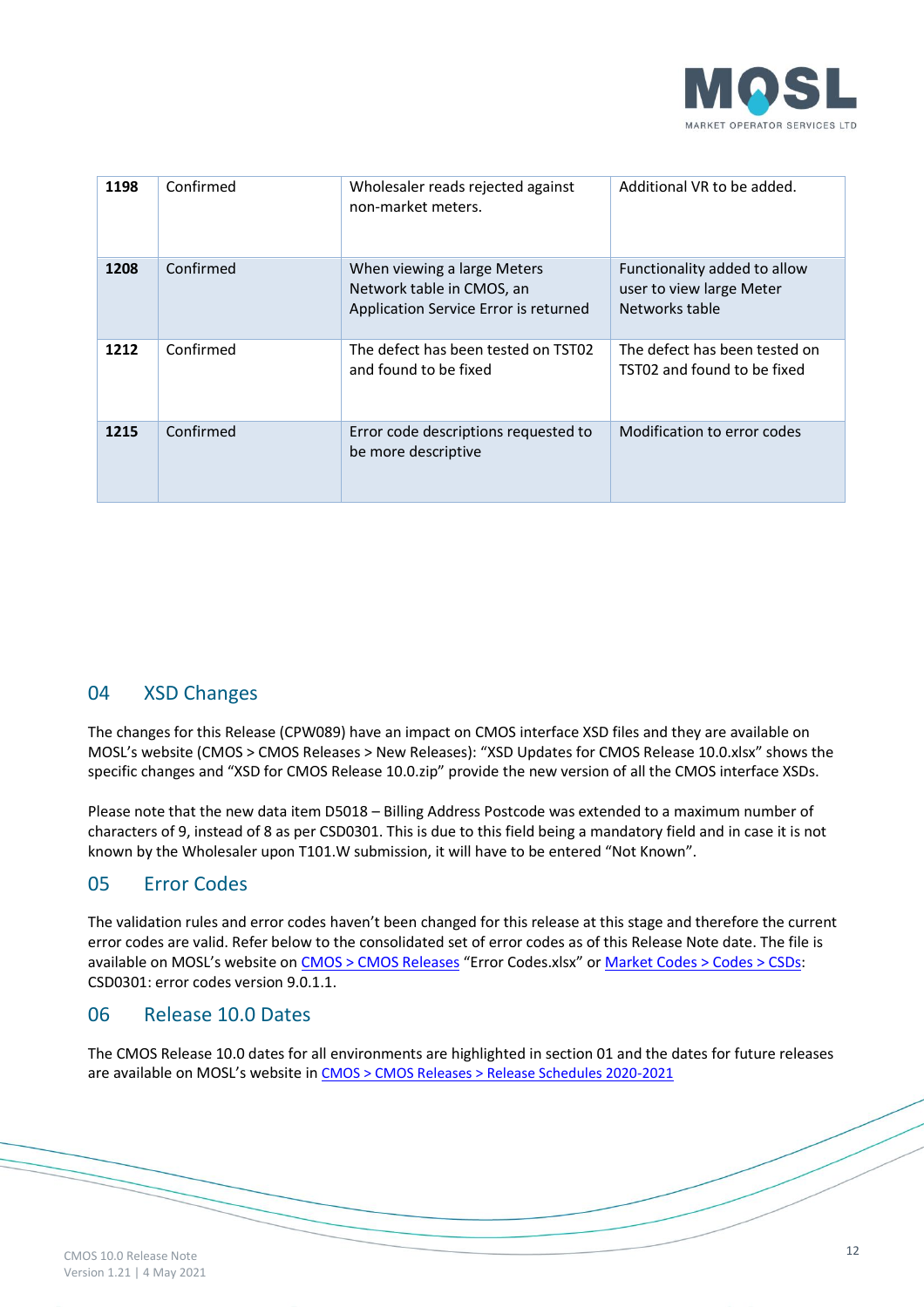| | | | |
|---|---|---|---|
| **1198** | Confirmed | Wholesaler reads rejected against non-market meters. | Additional VR to be added. |
| **1208** | Confirmed | When viewing a large Meters Network table in CMOS, an Application Service Error is returned | Functionality added to allow user to view large Meter Networks table |
| **1212** | Confirmed | The defect has been tested on TST02 and found to be fixed | The defect has been tested on TST02 and found to be fixed |
| **1215** | Confirmed | Error code descriptions requested to be more descriptive | Modification to error codes |

## 04 XSD Changes

The changes for this Release (CPW089) have an impact on CMOS interface XSD files and they are available on MOSL's website (CMOS > CMOS Releases > New Releases): "XSD Updates for CMOS Release 10.0.xlsx" shows the specific changes and "XSD for CMOS Release 10.0.zip" provide the new version of all the CMOS interface XSDs.

Please note that the new data item D5018 – Billing Address Postcode was extended to a maximum number of characters of 9, instead of 8 as per CSD0301. This is due to this field being a mandatory field and in case it is not known by the Wholesaler upon T101.W submission, it will have to be entered "Not Known".

## 05 Error Codes

The validation rules and error codes haven't been changed for this release at this stage and therefore the current error codes are valid. Refer below to the consolidated set of error codes as of this Release Note date. The file is available on MOSL's website on CMOS > CMOS Releases "Error Codes.xlsx" or Market Codes > Codes > CSDs: CSD0301: error codes version 9.0.1.1.

## 06 Release 10.0 Dates

The CMOS Release 10.0 dates for all environments are highlighted in section 01 and the dates for future releases are available on MOSL's website in CMOS > CMOS Releases > Release Schedules 2020-2021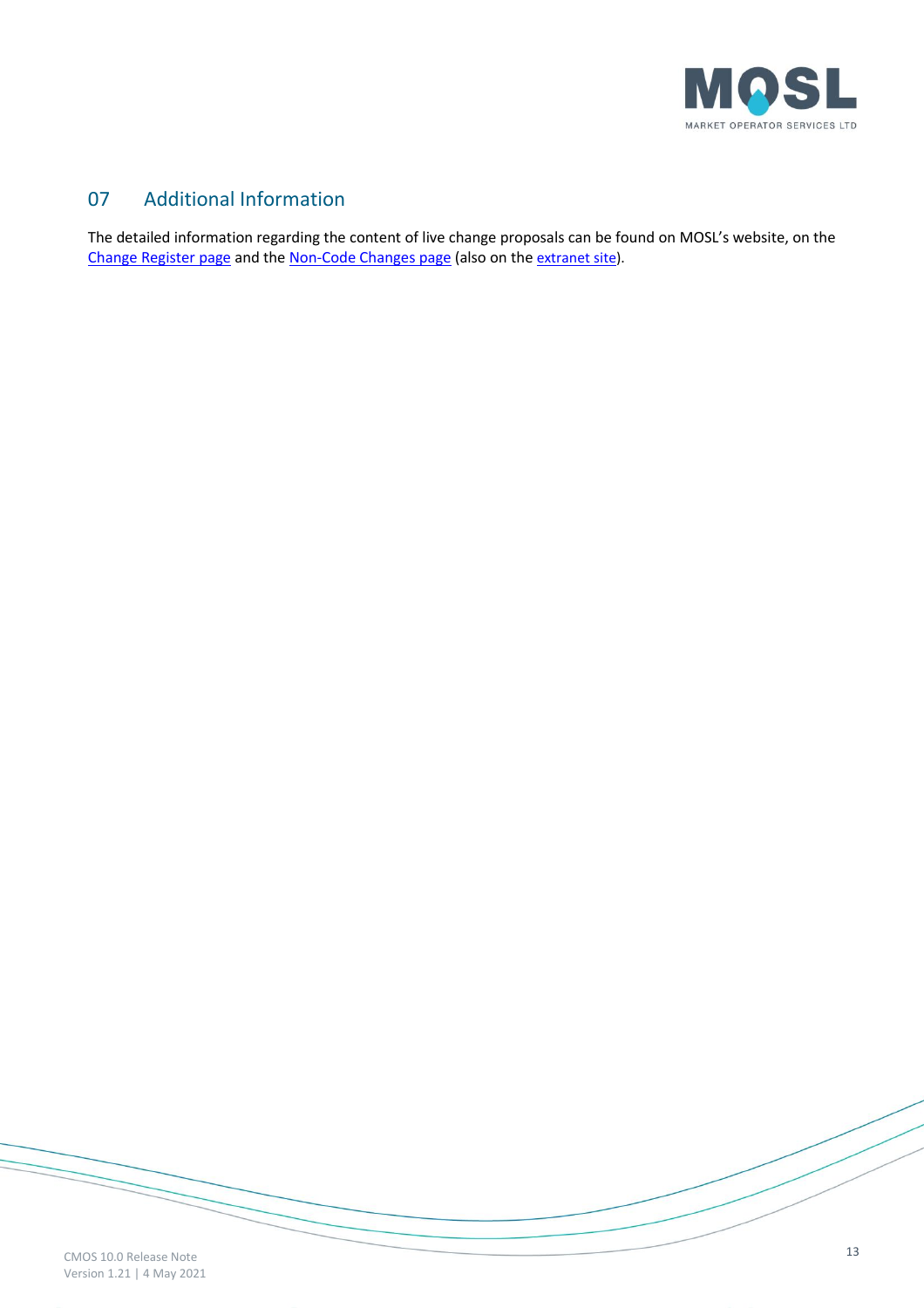## 07 Additional Information

The detailed information regarding the content of live change proposals can be found on MOSL's website, on the Change Register page and the Non-Code Changes page (also on the extranet site).